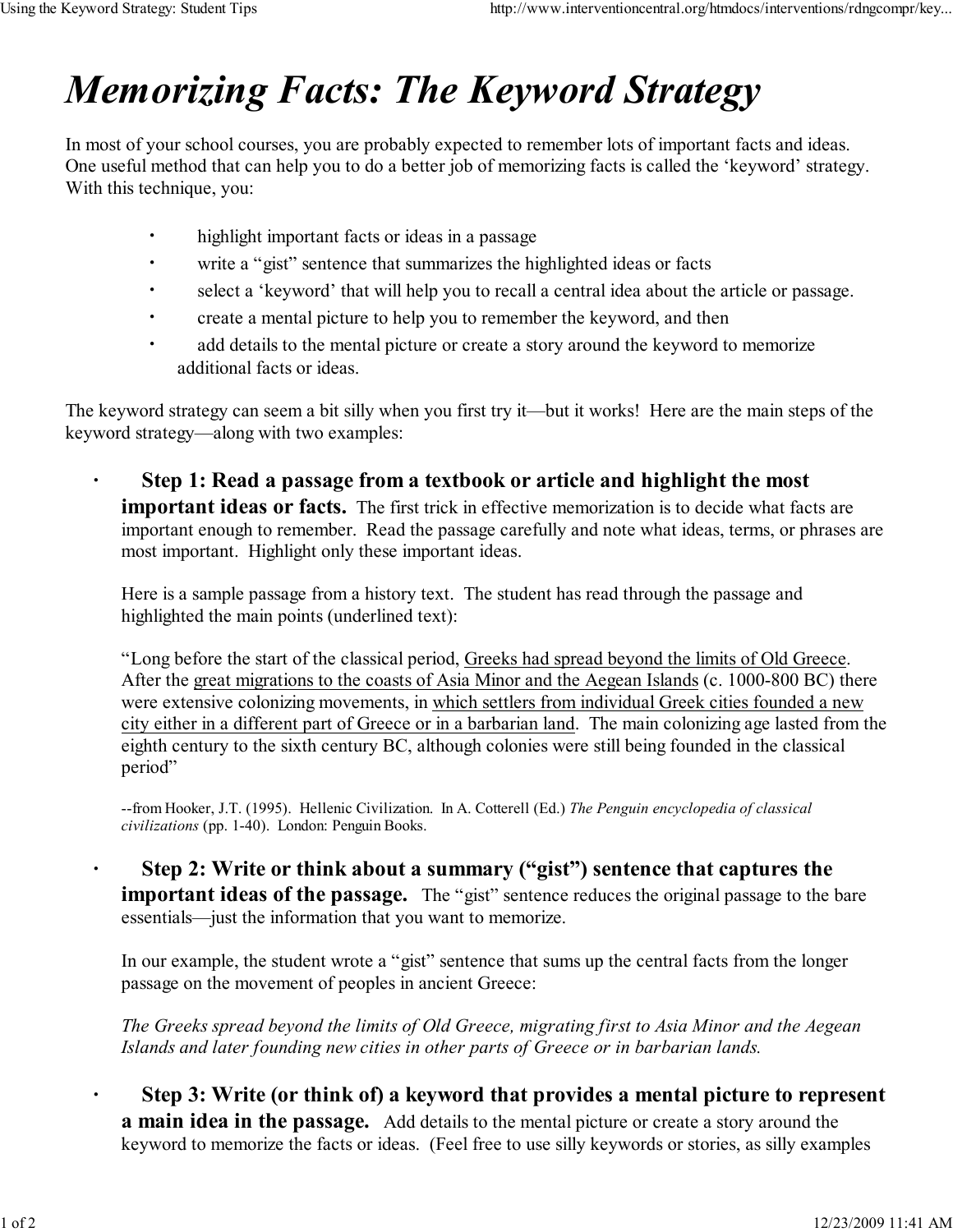# Memorizing Facts: The Keyword Strategy

In most of your school courses, you are probably expected to remember lots of important facts and ideas. One useful method that can help you to do a better job of memorizing facts is called the 'keyword' strategy. With this technique, you:

- highlight important facts or ideas in a passage
- write a "gist" sentence that summarizes the highlighted ideas or facts
- select a 'keyword' that will help you to recall a central idea about the article or passage.
- create a mental picture to help you to remember the keyword, and then
- add details to the mental picture or create a story around the keyword to memorize additional facts or ideas.

The keyword strategy can seem a bit silly when you first try it—but it works! Here are the main steps of the keyword strategy—along with two examples:

- **Step 1: Read a passage from a textbook or article and highlight the most important ideas or facts.** The first trick in effective memorization is to decide what facts are important enough to remember. Read the passage carefully and note what ideas, terms, or phrases are most important. Highlight only these important ideas.

  Here is a sample passage from a history text. The student has read through the passage and highlighted the main points (underlined text):

  "Long before the start of the classical period, <u>Greeks had spread beyond the limits of Old Greece</u>. After the <u>great migrations to the coasts of Asia Minor and the Aegean Islands</u> (c. 1000-800 BC) there were extensive colonizing movements, in <u>which settlers from individual Greek cities founded a new city either in a different part of Greece or in a barbarian land</u>. The main colonizing age lasted from the eighth century to the sixth century BC, although colonies were still being founded in the classical period"

  --from Hooker, J.T. (1995). Hellenic Civilization. In A. Cotterell (Ed.) *The Penguin encyclopedia of classical civilizations* (pp. 1-40). London: Penguin Books.

- **Step 2: Write or think about a summary ("gist") sentence that captures the important ideas of the passage.** The "gist" sentence reduces the original passage to the bare essentials—just the information that you want to memorize.

  In our example, the student wrote a "gist" sentence that sums up the central facts from the longer passage on the movement of peoples in ancient Greece:

  *The Greeks spread beyond the limits of Old Greece, migrating first to Asia Minor and the Aegean Islands and later founding new cities in other parts of Greece or in barbarian lands.*

- **Step 3: Write (or think of) a keyword that provides a mental picture to represent a main idea in the passage.** Add details to the mental picture or create a story around the keyword to memorize the facts or ideas. (Feel free to use silly keywords or stories, as silly examples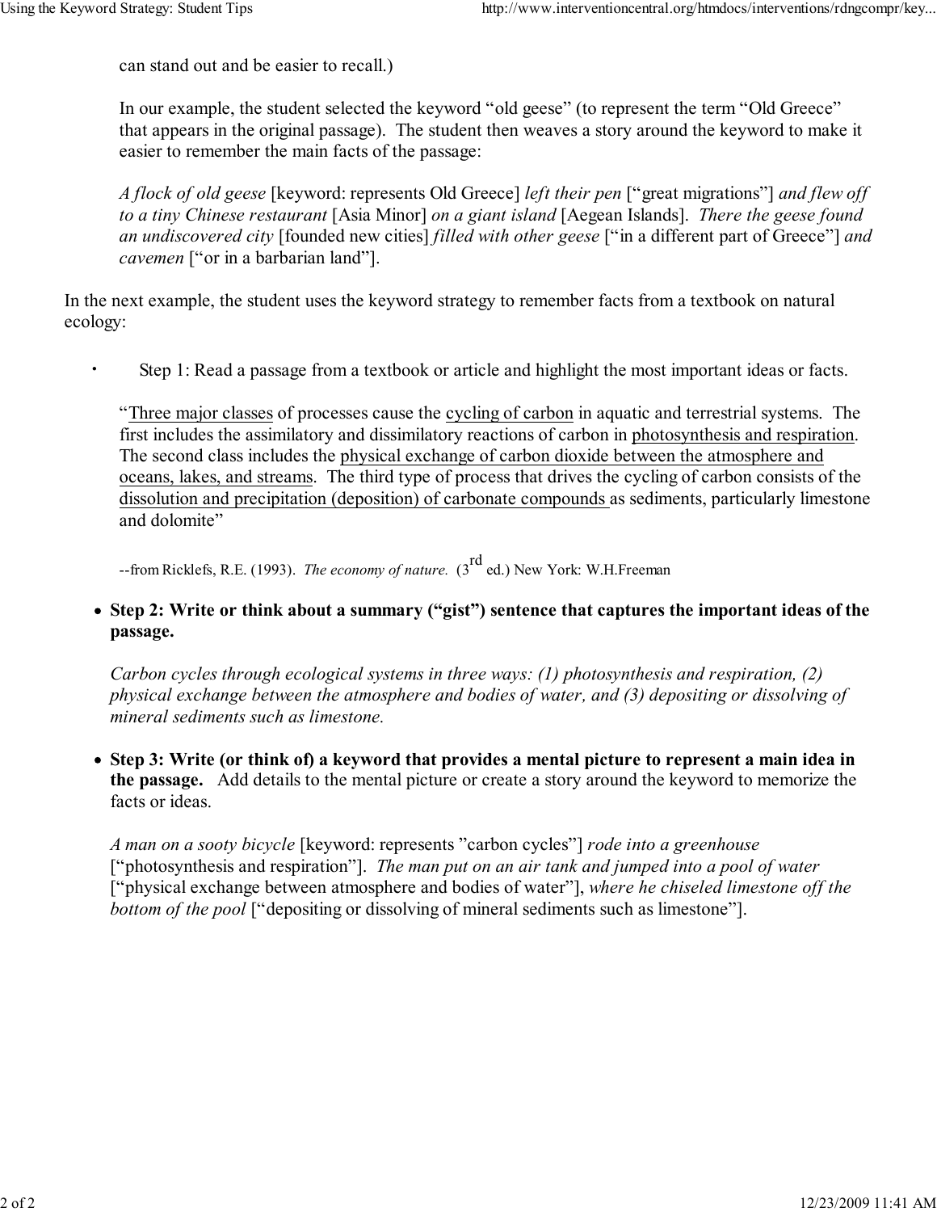can stand out and be easier to recall.)

In our example, the student selected the keyword "old geese" (to represent the term "Old Greece" that appears in the original passage). The student then weaves a story around the keyword to make it easier to remember the main facts of the passage:

*A flock of old geese* [keyword: represents Old Greece] *left their pen* ["great migrations"] *and flew off to a tiny Chinese restaurant* [Asia Minor] *on a giant island* [Aegean Islands]. *There the geese found an undiscovered city* [founded new cities] *filled with other geese* ["in a different part of Greece"] *and cavemen* ["or in a barbarian land"].

In the next example, the student uses the keyword strategy to remember facts from a textbook on natural ecology:

- Step 1: Read a passage from a textbook or article and highlight the most important ideas or facts.

  "<u>Three major classes</u> of processes cause the <u>cycling of carbon</u> in aquatic and terrestrial systems. The first includes the assimilatory and dissimilatory reactions of carbon in <u>photosynthesis and respiration</u>. The second class includes the <u>physical exchange of carbon dioxide between the atmosphere and oceans, lakes, and streams</u>. The third type of process that drives the cycling of carbon consists of the <u>dissolution and precipitation (deposition) of carbonate compounds</u> as sediments, particularly limestone and dolomite"

  --from Ricklefs, R.E. (1993). *The economy of nature.* (3rd ed.) New York: W.H.Freeman

- **Step 2: Write or think about a summary ("gist") sentence that captures the important ideas of the passage.**

  *Carbon cycles through ecological systems in three ways: (1) photosynthesis and respiration, (2) physical exchange between the atmosphere and bodies of water, and (3) depositing or dissolving of mineral sediments such as limestone.*

- **Step 3: Write (or think of) a keyword that provides a mental picture to represent a main idea in the passage.** Add details to the mental picture or create a story around the keyword to memorize the facts or ideas.

  *A man on a sooty bicycle* [keyword: represents "carbon cycles"] *rode into a greenhouse* ["photosynthesis and respiration"]. *The man put on an air tank and jumped into a pool of water* ["physical exchange between atmosphere and bodies of water"], *where he chiseled limestone off the bottom of the pool* ["depositing or dissolving of mineral sediments such as limestone"].